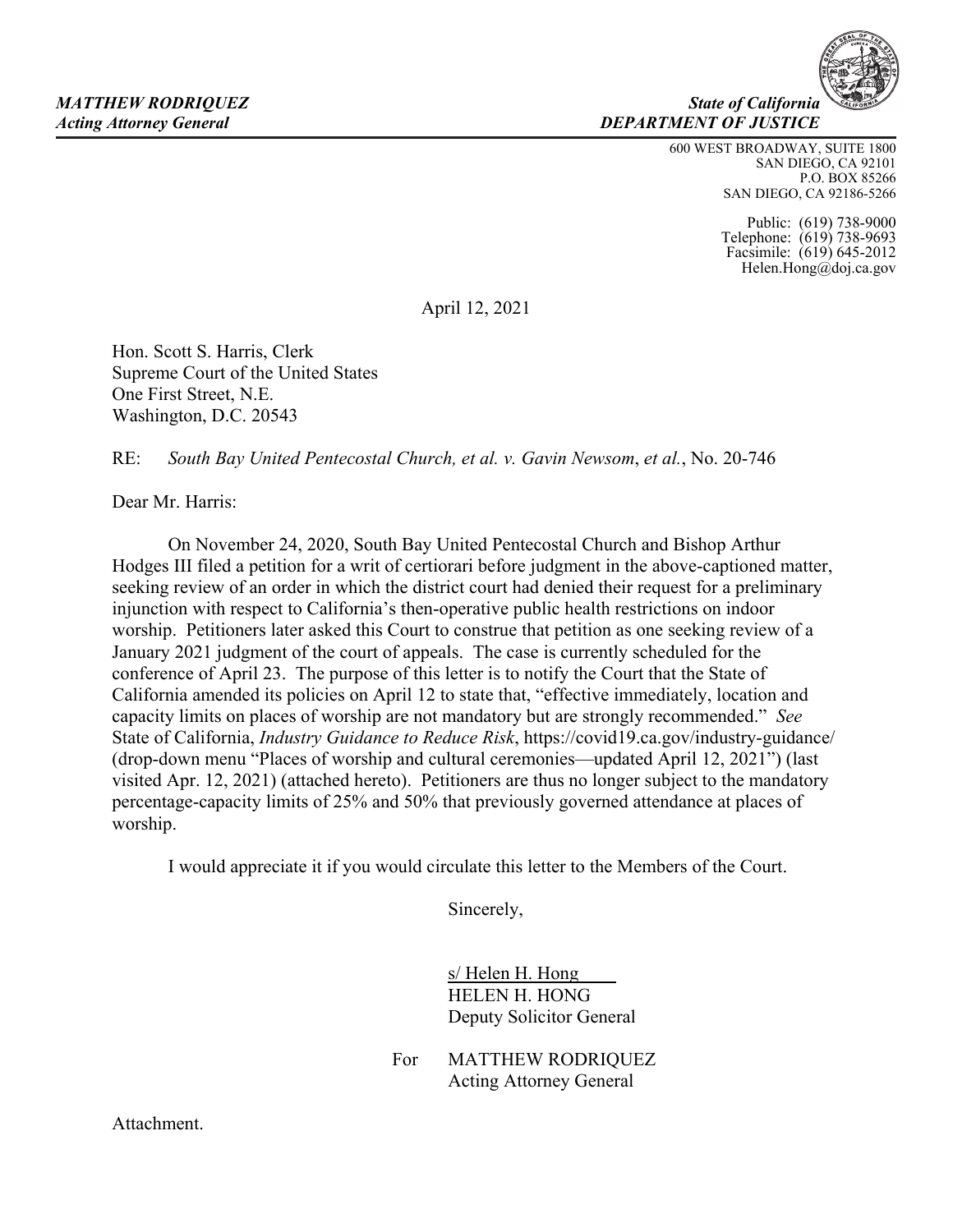*MATTHEW RODRIQUEZ*
*Acting Attorney General*

*State of California*
***DEPARTMENT OF JUSTICE***

600 WEST BROADWAY, SUITE 1800
SAN DIEGO, CA 92101
P.O. BOX 85266
SAN DIEGO, CA 92186-5266

Public: (619) 738-9000
Telephone: (619) 738-9693
Facsimile: (619) 645-2012
Helen.Hong@doj.ca.gov

April 12, 2021

Hon. Scott S. Harris, Clerk
Supreme Court of the United States
One First Street, N.E.
Washington, D.C. 20543

RE: *South Bay United Pentecostal Church, et al. v. Gavin Newsom*, *et al.*, No. 20-746

Dear Mr. Harris:

On November 24, 2020, South Bay United Pentecostal Church and Bishop Arthur Hodges III filed a petition for a writ of certiorari before judgment in the above-captioned matter, seeking review of an order in which the district court had denied their request for a preliminary injunction with respect to California's then-operative public health restrictions on indoor worship. Petitioners later asked this Court to construe that petition as one seeking review of a January 2021 judgment of the court of appeals. The case is currently scheduled for the conference of April 23. The purpose of this letter is to notify the Court that the State of California amended its policies on April 12 to state that, "effective immediately, location and capacity limits on places of worship are not mandatory but are strongly recommended." *See* State of California, *Industry Guidance to Reduce Risk*, https://covid19.ca.gov/industry-guidance/ (drop-down menu "Places of worship and cultural ceremonies—updated April 12, 2021") (last visited Apr. 12, 2021) (attached hereto). Petitioners are thus no longer subject to the mandatory percentage-capacity limits of 25% and 50% that previously governed attendance at places of worship.

I would appreciate it if you would circulate this letter to the Members of the Court.

Sincerely,

s/ Helen H. Hong
HELEN H. HONG
Deputy Solicitor General

For MATTHEW RODRIQUEZ
Acting Attorney General

Attachment.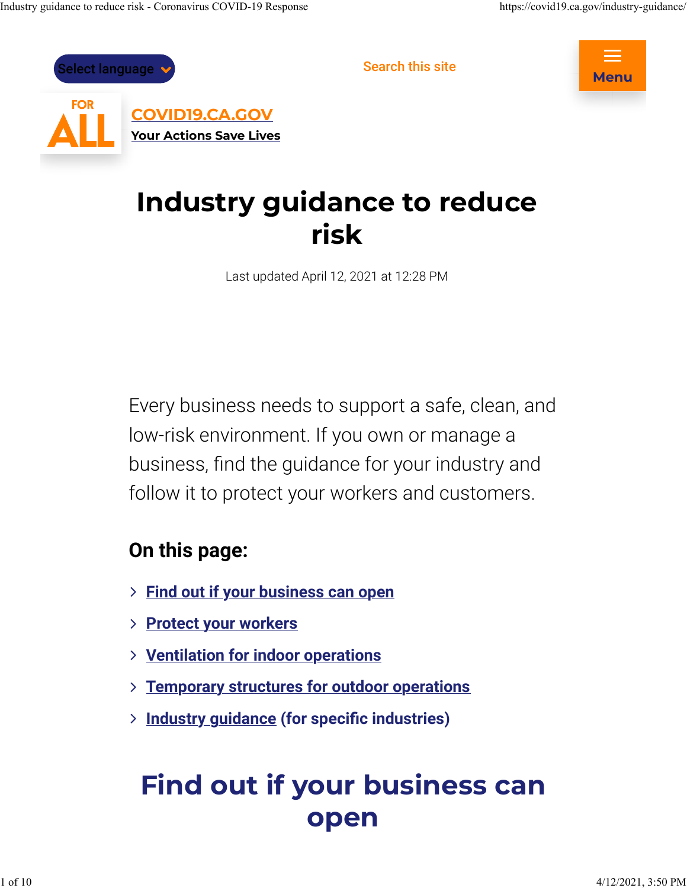Select language

Search this site

Menu

FOR ALL

COVID19.CA.GOV

Your Actions Save Lives

# Industry guidance to reduce risk

Last updated April 12, 2021 at 12:28 PM

Every business needs to support a safe, clean, and low-risk environment. If you own or manage a business, find the guidance for your industry and follow it to protect your workers and customers.

### On this page:

- Find out if your business can open
- Protect your workers
- Ventilation for indoor operations
- Temporary structures for outdoor operations
- Industry guidance (for specific industries)

## Find out if your business can open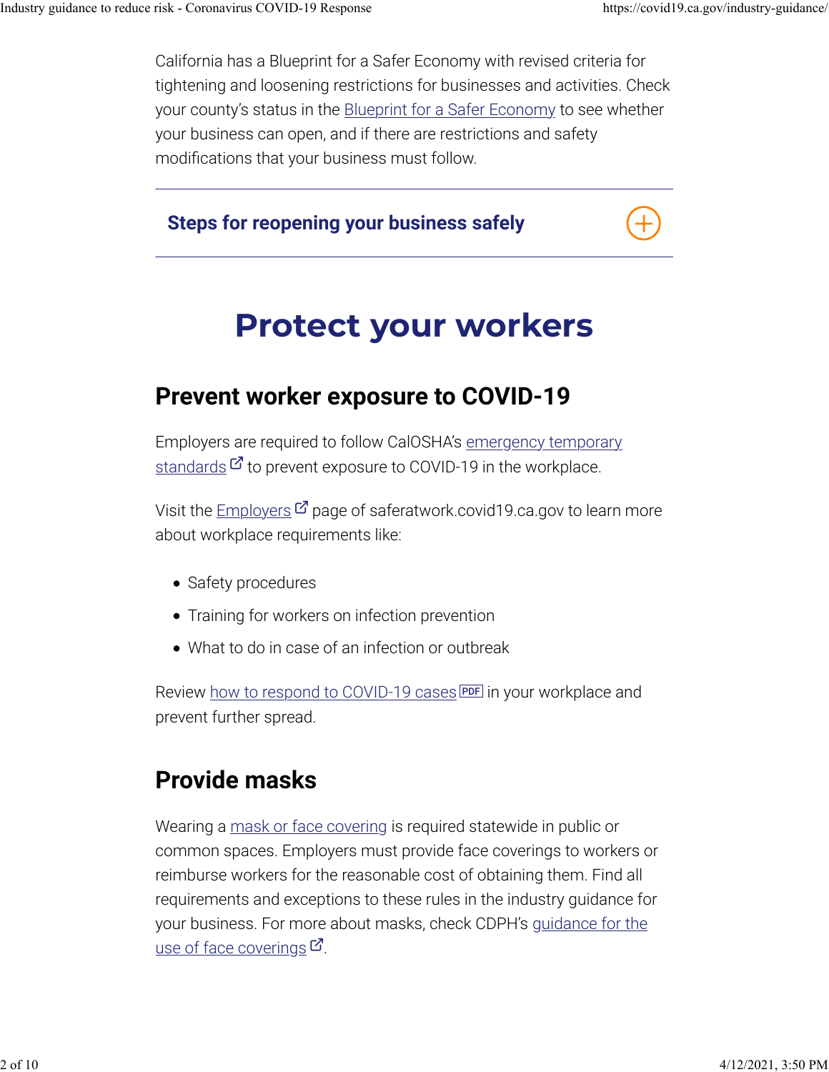California has a Blueprint for a Safer Economy with revised criteria for tightening and loosening restrictions for businesses and activities. Check your county's status in the Blueprint for a Safer Economy to see whether your business can open, and if there are restrictions and safety modifications that your business must follow.

**Steps for reopening your business safely**

# Protect your workers

## Prevent worker exposure to COVID-19

Employers are required to follow CalOSHA's emergency temporary standards to prevent exposure to COVID-19 in the workplace.

Visit the Employers page of saferatwork.covid19.ca.gov to learn more about workplace requirements like:

- Safety procedures
- Training for workers on infection prevention
- What to do in case of an infection or outbreak

Review how to respond to COVID-19 cases PDF in your workplace and prevent further spread.

## Provide masks

Wearing a mask or face covering is required statewide in public or common spaces. Employers must provide face coverings to workers or reimburse workers for the reasonable cost of obtaining them. Find all requirements and exceptions to these rules in the industry guidance for your business. For more about masks, check CDPH's guidance for the use of face coverings.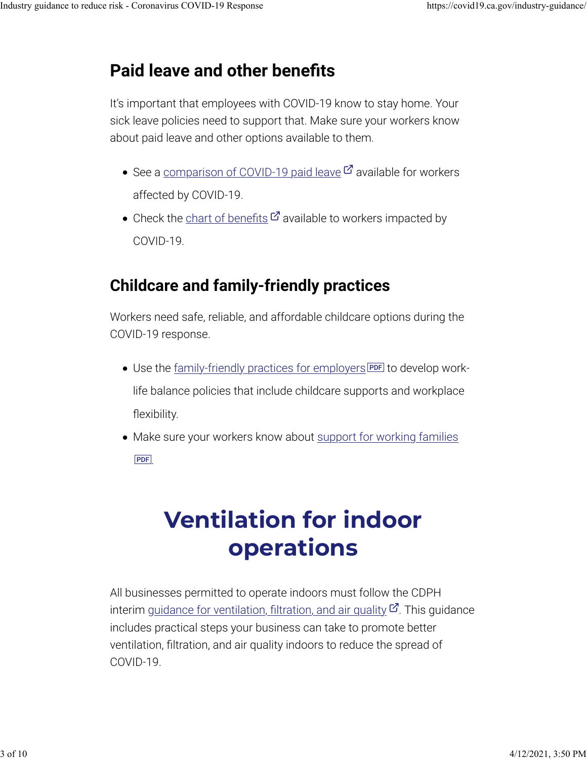## Paid leave and other benefits

It's important that employees with COVID-19 know to stay home. Your sick leave policies need to support that. Make sure your workers know about paid leave and other options available to them.

- See a comparison of COVID-19 paid leave available for workers affected by COVID-19.
- Check the chart of benefits available to workers impacted by COVID-19.

## Childcare and family-friendly practices

Workers need safe, reliable, and affordable childcare options during the COVID-19 response.

- Use the family-friendly practices for employers PDF to develop work-life balance policies that include childcare supports and workplace flexibility.
- Make sure your workers know about support for working families PDF.

# Ventilation for indoor operations

All businesses permitted to operate indoors must follow the CDPH interim guidance for ventilation, filtration, and air quality. This guidance includes practical steps your business can take to promote better ventilation, filtration, and air quality indoors to reduce the spread of COVID-19.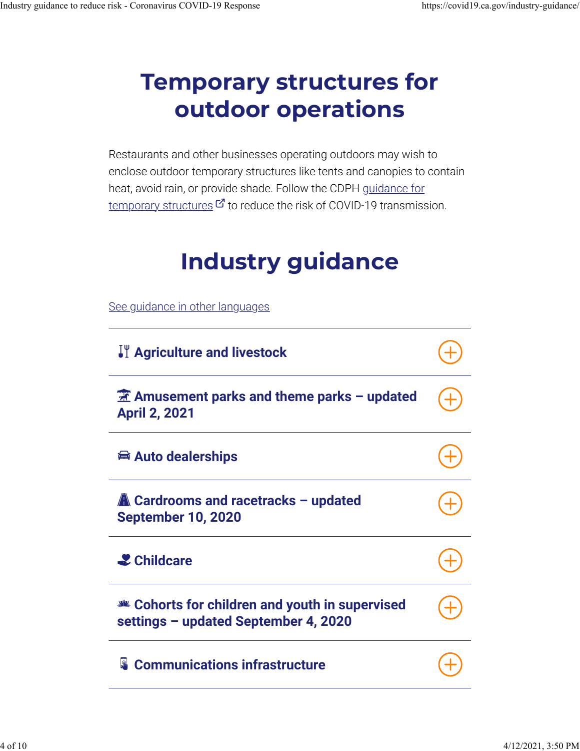# Temporary structures for outdoor operations

Restaurants and other businesses operating outdoors may wish to enclose outdoor temporary structures like tents and canopies to contain heat, avoid rain, or provide shade. Follow the CDPH guidance for temporary structures to reduce the risk of COVID-19 transmission.

# Industry guidance

See guidance in other languages

- **Agriculture and livestock**
- **Amusement parks and theme parks – updated April 2, 2021**
- **Auto dealerships**
- **Cardrooms and racetracks – updated September 10, 2020**
- **Childcare**
- **Cohorts for children and youth in supervised settings – updated September 4, 2020**
- **Communications infrastructure**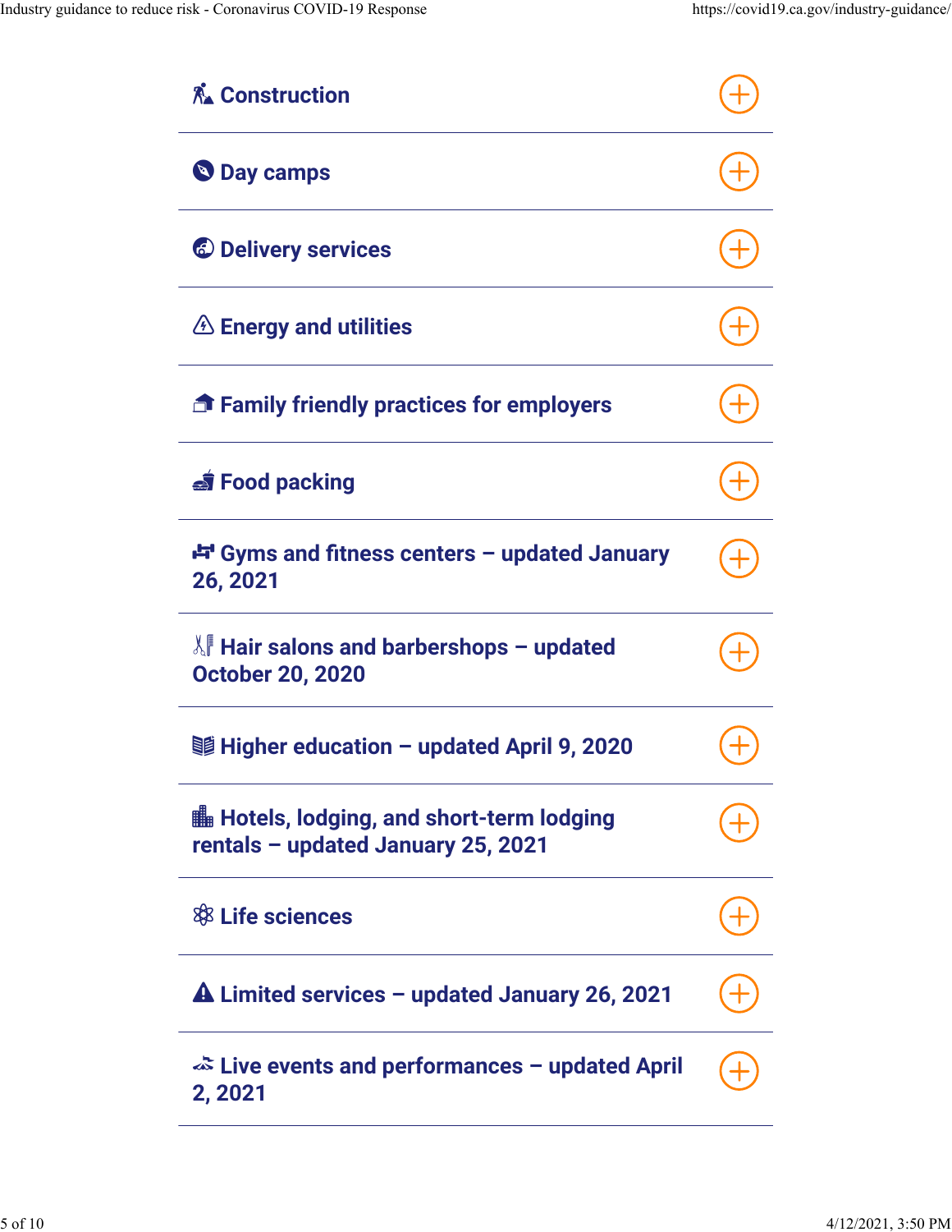### Construction

### Day camps

### Delivery services

### Energy and utilities

### Family friendly practices for employers

### Food packing

### Gyms and fitness centers – updated January 26, 2021

### Hair salons and barbershops – updated October 20, 2020

### Higher education – updated April 9, 2020

### Hotels, lodging, and short-term lodging rentals – updated January 25, 2021

### Life sciences

### Limited services – updated January 26, 2021

### Live events and performances – updated April 2, 2021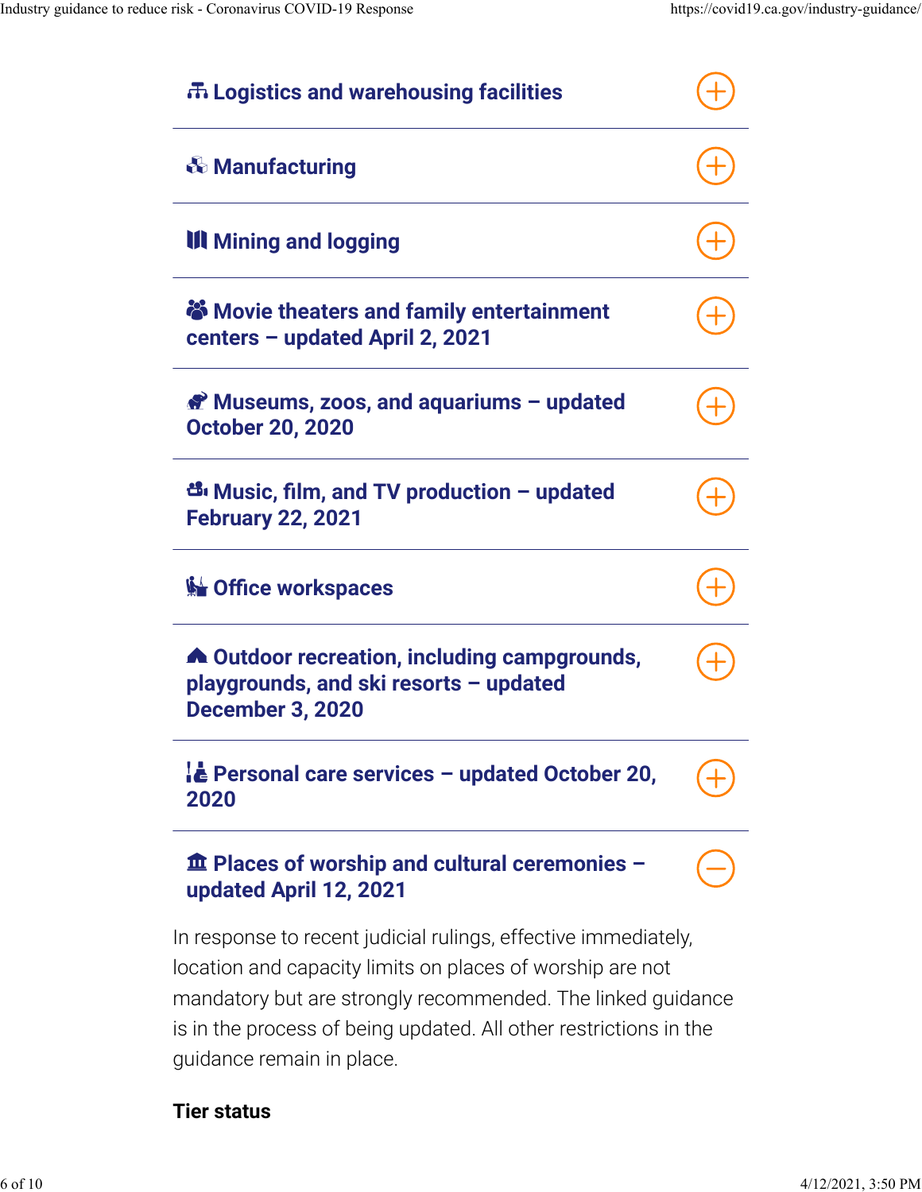### Logistics and warehousing facilities

### Manufacturing

### Mining and logging

### Movie theaters and family entertainment centers – updated April 2, 2021

### Museums, zoos, and aquariums – updated October 20, 2020

### Music, film, and TV production – updated February 22, 2021

### Office workspaces

### Outdoor recreation, including campgrounds, playgrounds, and ski resorts – updated December 3, 2020

### Personal care services – updated October 20, 2020

### Places of worship and cultural ceremonies – updated April 12, 2021

In response to recent judicial rulings, effective immediately, location and capacity limits on places of worship are not mandatory but are strongly recommended. The linked guidance is in the process of being updated. All other restrictions in the guidance remain in place.

**Tier status**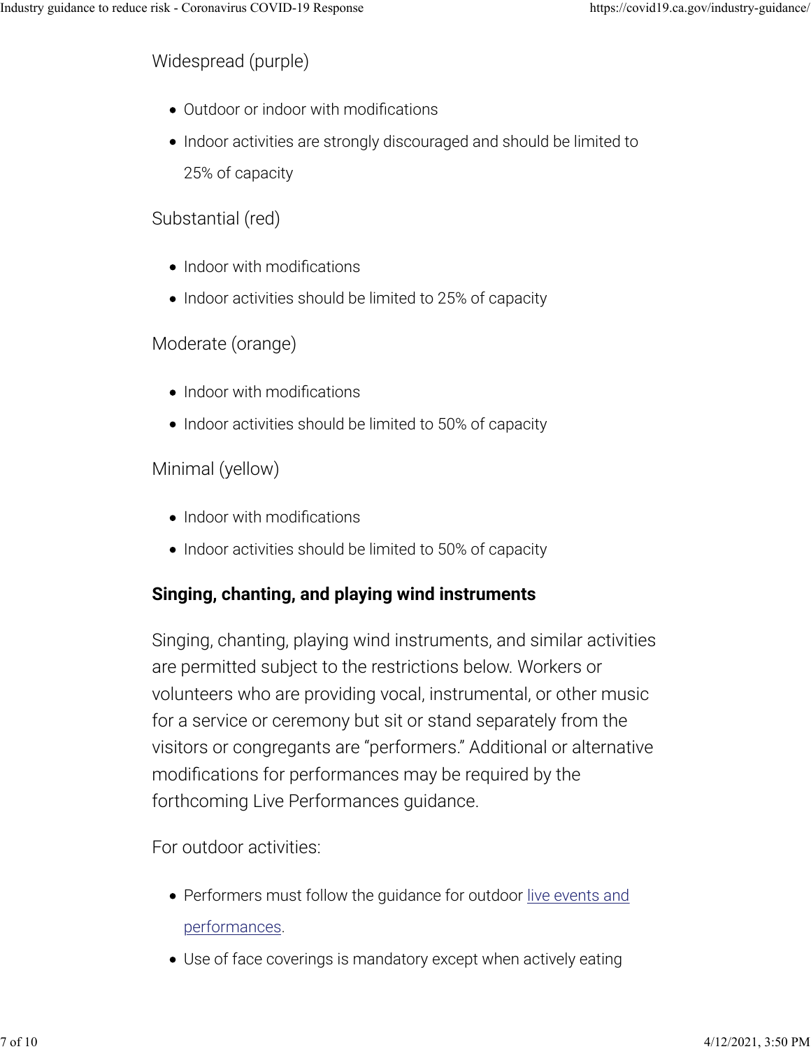Widespread (purple)

- Outdoor or indoor with modifications
- Indoor activities are strongly discouraged and should be limited to 25% of capacity

Substantial (red)

- Indoor with modifications
- Indoor activities should be limited to 25% of capacity

Moderate (orange)

- Indoor with modifications
- Indoor activities should be limited to 50% of capacity

Minimal (yellow)

- Indoor with modifications
- Indoor activities should be limited to 50% of capacity

#### Singing, chanting, and playing wind instruments

Singing, chanting, playing wind instruments, and similar activities are permitted subject to the restrictions below. Workers or volunteers who are providing vocal, instrumental, or other music for a service or ceremony but sit or stand separately from the visitors or congregants are "performers." Additional or alternative modifications for performances may be required by the forthcoming Live Performances guidance.

For outdoor activities:

- Performers must follow the guidance for outdoor live events and performances.
- Use of face coverings is mandatory except when actively eating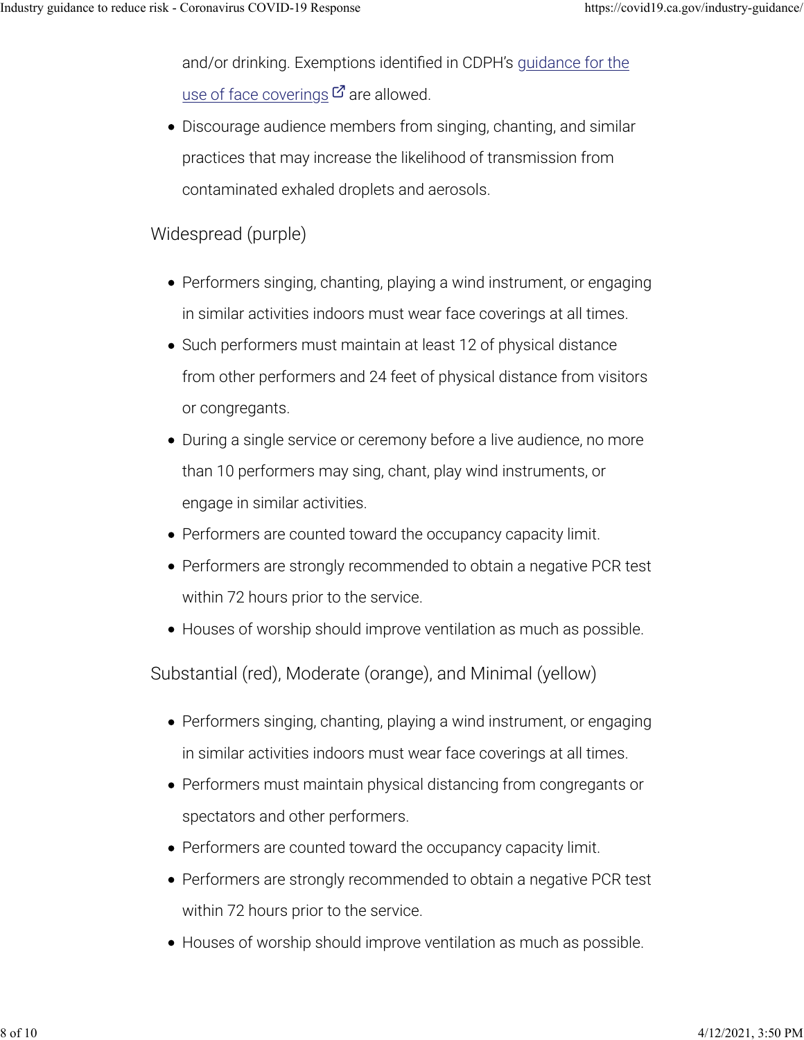and/or drinking. Exemptions identified in CDPH's guidance for the use of face coverings are allowed.

- Discourage audience members from singing, chanting, and similar practices that may increase the likelihood of transmission from contaminated exhaled droplets and aerosols.

### Widespread (purple)

- Performers singing, chanting, playing a wind instrument, or engaging in similar activities indoors must wear face coverings at all times.
- Such performers must maintain at least 12 of physical distance from other performers and 24 feet of physical distance from visitors or congregants.
- During a single service or ceremony before a live audience, no more than 10 performers may sing, chant, play wind instruments, or engage in similar activities.
- Performers are counted toward the occupancy capacity limit.
- Performers are strongly recommended to obtain a negative PCR test within 72 hours prior to the service.
- Houses of worship should improve ventilation as much as possible.

### Substantial (red), Moderate (orange), and Minimal (yellow)

- Performers singing, chanting, playing a wind instrument, or engaging in similar activities indoors must wear face coverings at all times.
- Performers must maintain physical distancing from congregants or spectators and other performers.
- Performers are counted toward the occupancy capacity limit.
- Performers are strongly recommended to obtain a negative PCR test within 72 hours prior to the service.
- Houses of worship should improve ventilation as much as possible.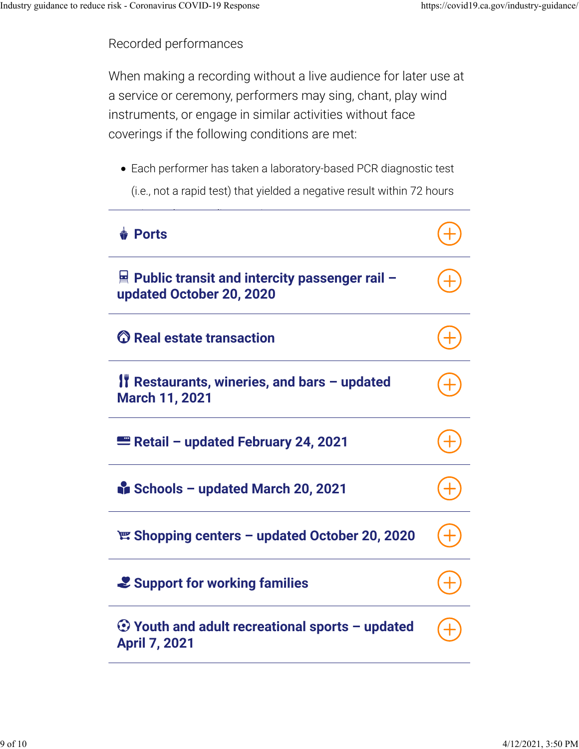Recorded performances

When making a recording without a live audience for later use at a service or ceremony, performers may sing, chant, play wind instruments, or engage in similar activities without face coverings if the following conditions are met:

- Each performer has taken a laboratory-based PCR diagnostic test (i.e., not a rapid test) that yielded a negative result within 72 hours

### Ports

### Public transit and intercity passenger rail – updated October 20, 2020

### Real estate transaction

### Restaurants, wineries, and bars – updated March 11, 2021

### Retail – updated February 24, 2021

### Schools – updated March 20, 2021

### Shopping centers – updated October 20, 2020

### Support for working families

### Youth and adult recreational sports – updated April 7, 2021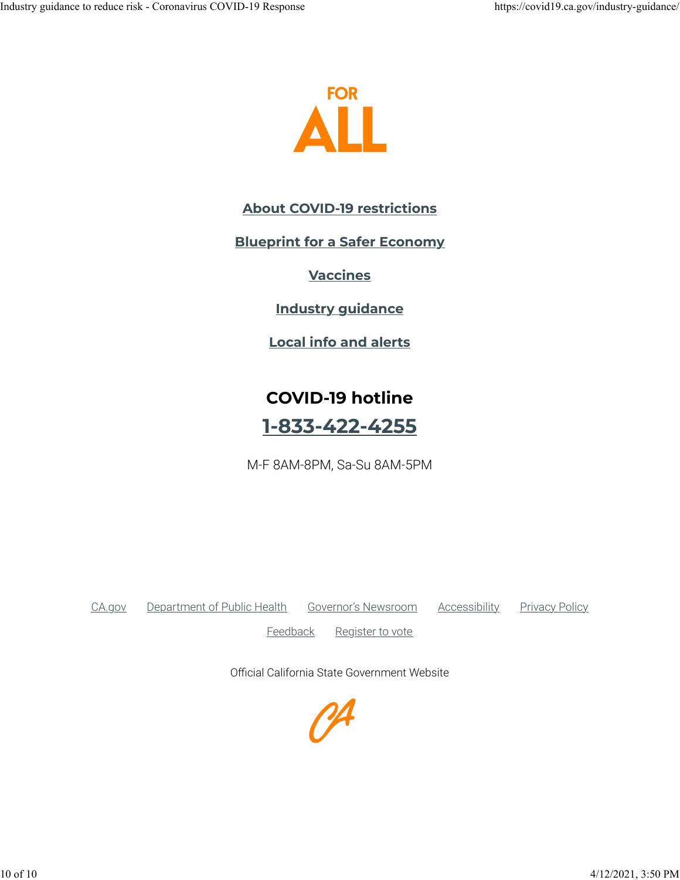FOR

ALL

[About COVID-19 restrictions](#)

[Blueprint for a Safer Economy](#)

[Vaccines](#)

[Industry guidance](#)

[Local info and alerts](#)

## COVID-19 hotline

## 1-833-422-4255

M-F 8AM-8PM, Sa-Su 8AM-5PM

CA.gov    Department of Public Health    Governor's Newsroom    Accessibility    Privacy Policy

Feedback    Register to vote

Official California State Government Website